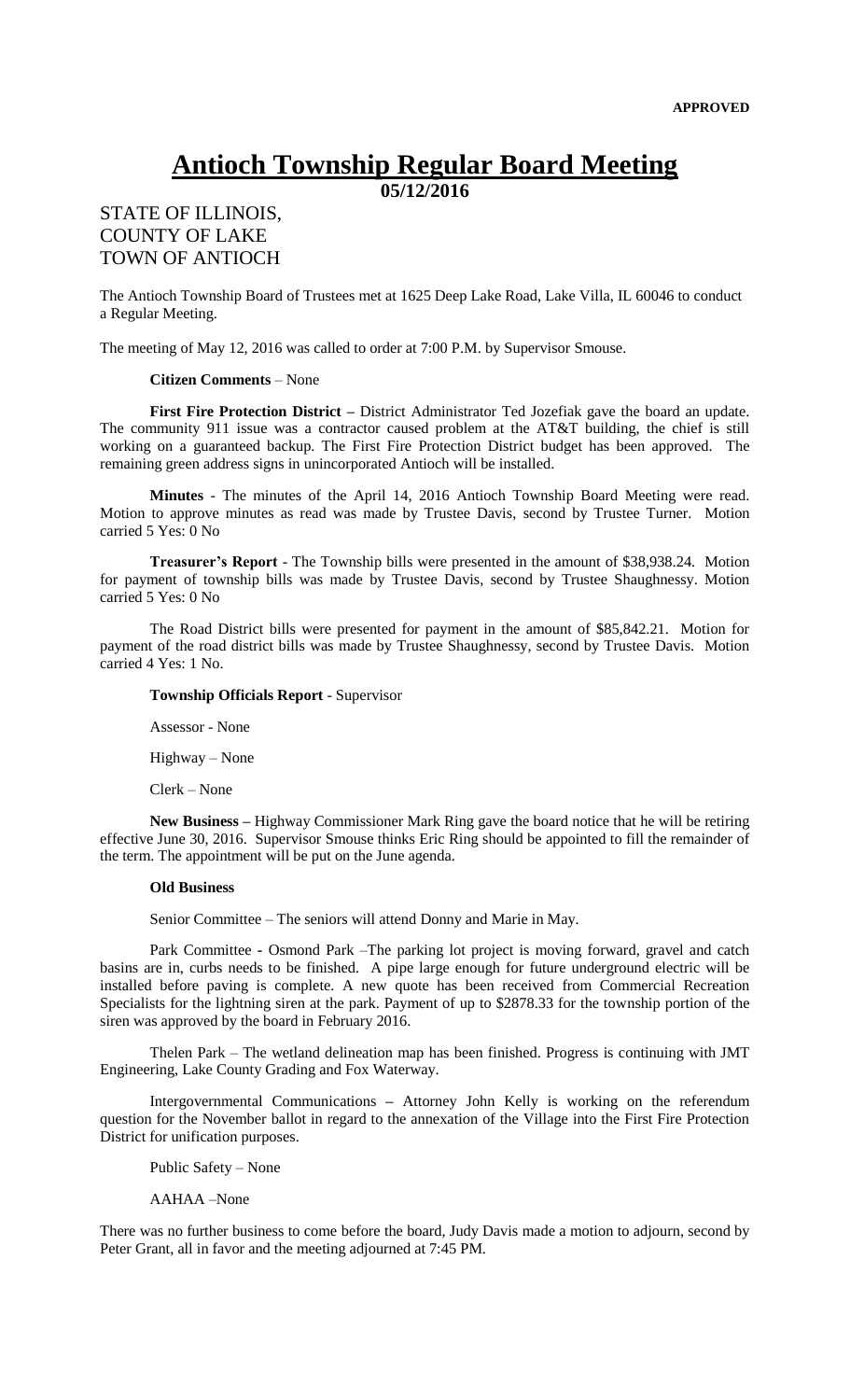**APPROVED**

# Antioch Township Regular Board Meeting

**05/12/2016**

STATE OF ILLINOIS,
COUNTY OF LAKE
TOWN OF ANTIOCH

The Antioch Township Board of Trustees met at 1625 Deep Lake Road, Lake Villa, IL 60046 to conduct a Regular Meeting.

The meeting of May 12, 2016 was called to order at 7:00 P.M. by Supervisor Smouse.

**Citizen Comments** – None

**First Fire Protection District –** District Administrator Ted Jozefiak gave the board an update. The community 911 issue was a contractor caused problem at the AT&T building, the chief is still working on a guaranteed backup. The First Fire Protection District budget has been approved. The remaining green address signs in unincorporated Antioch will be installed.

**Minutes** - The minutes of the April 14, 2016 Antioch Township Board Meeting were read. Motion to approve minutes as read was made by Trustee Davis, second by Trustee Turner. Motion carried 5 Yes: 0 No

**Treasurer's Report** - The Township bills were presented in the amount of $38,938.24. Motion for payment of township bills was made by Trustee Davis, second by Trustee Shaughnessy. Motion carried 5 Yes: 0 No

The Road District bills were presented for payment in the amount of $85,842.21. Motion for payment of the road district bills was made by Trustee Shaughnessy, second by Trustee Davis. Motion carried 4 Yes: 1 No.

**Township Officials Report** - Supervisor

Assessor - None

Highway – None

Clerk – None

**New Business –** Highway Commissioner Mark Ring gave the board notice that he will be retiring effective June 30, 2016. Supervisor Smouse thinks Eric Ring should be appointed to fill the remainder of the term. The appointment will be put on the June agenda.

**Old Business**

Senior Committee – The seniors will attend Donny and Marie in May.

Park Committee - Osmond Park –The parking lot project is moving forward, gravel and catch basins are in, curbs needs to be finished. A pipe large enough for future underground electric will be installed before paving is complete. A new quote has been received from Commercial Recreation Specialists for the lightning siren at the park. Payment of up to $2878.33 for the township portion of the siren was approved by the board in February 2016.

Thelen Park – The wetland delineation map has been finished. Progress is continuing with JMT Engineering, Lake County Grading and Fox Waterway.

Intergovernmental Communications **–** Attorney John Kelly is working on the referendum question for the November ballot in regard to the annexation of the Village into the First Fire Protection District for unification purposes.

Public Safety – None

AAHAA –None

There was no further business to come before the board, Judy Davis made a motion to adjourn, second by Peter Grant, all in favor and the meeting adjourned at 7:45 PM.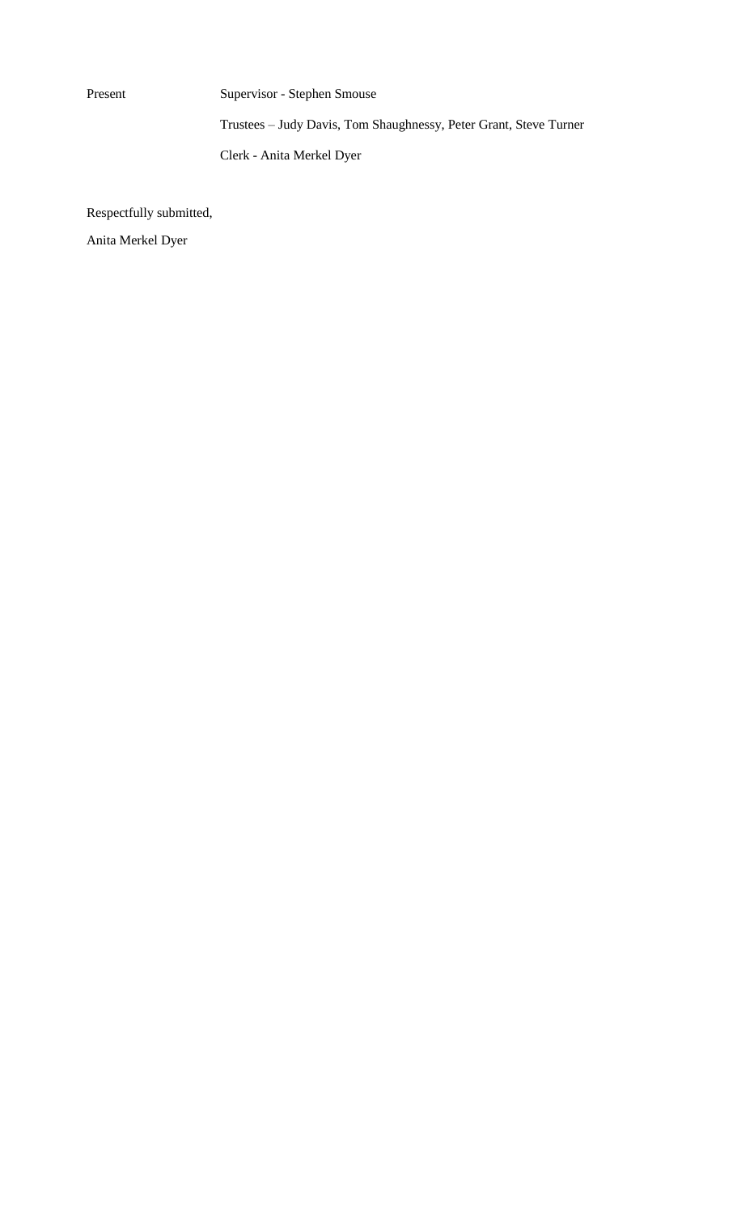| | |
|---|---|
| Present | Supervisor - Stephen Smouse |
| | Trustees – Judy Davis, Tom Shaughnessy, Peter Grant, Steve Turner |
| | Clerk - Anita Merkel Dyer |

Respectfully submitted,

Anita Merkel Dyer